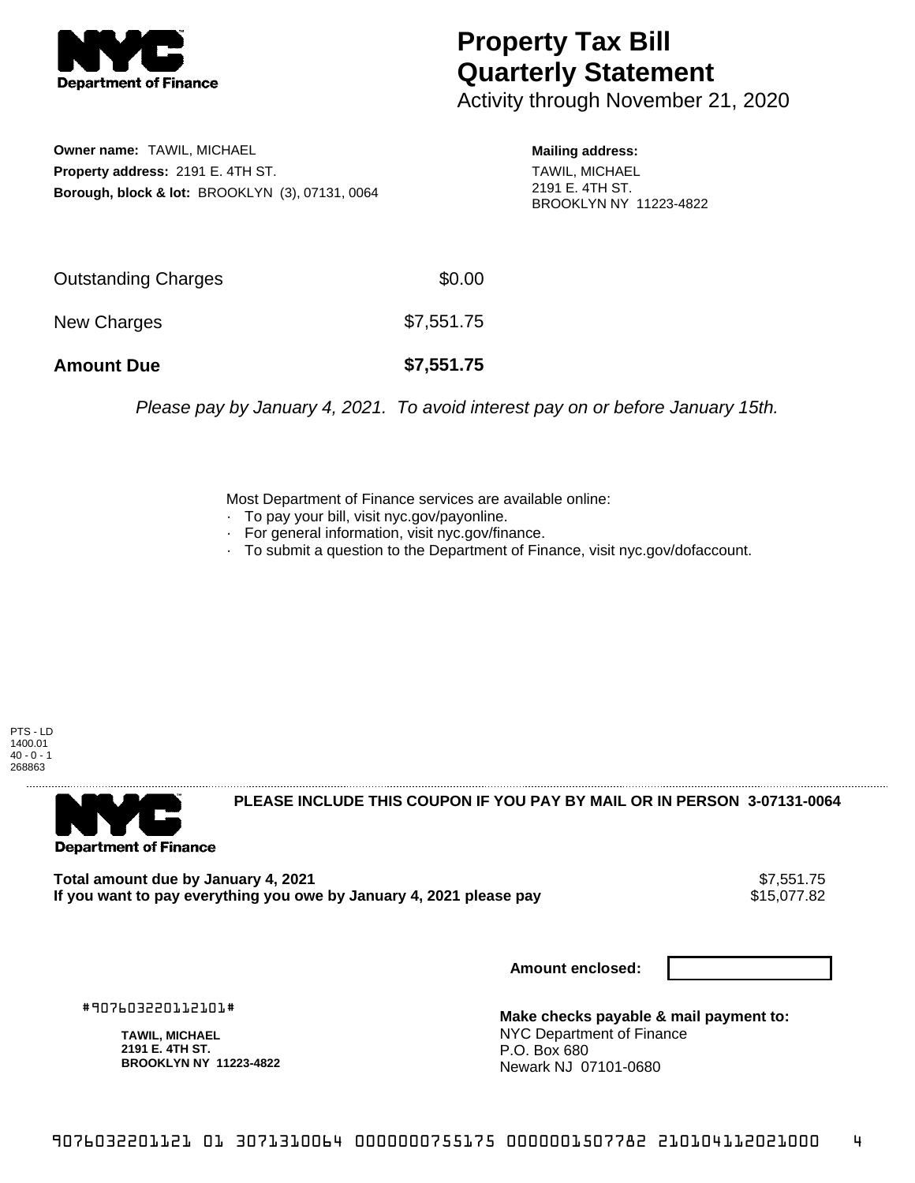# Property Tax Bill Quarterly Statement

Activity through November 21, 2020

**Owner name:** TAWIL, MICHAEL
**Property address:** 2191 E. 4TH ST.
**Borough, block & lot:** BROOKLYN (3), 07131, 0064

**Mailing address:**
TAWIL, MICHAEL
2191 E. 4TH ST.
BROOKLYN NY 11223-4822

| | |
|---|---|
| Outstanding Charges | $0.00 |
| New Charges | $7,551.75 |
| **Amount Due** | **$7,551.75** |

*Please pay by January 4, 2021. To avoid interest pay on or before January 15th.*

Most Department of Finance services are available online:
- To pay your bill, visit nyc.gov/payonline.
- For general information, visit nyc.gov/finance.
- To submit a question to the Department of Finance, visit nyc.gov/dofaccount.

PTS - LD
1400.01
40 - 0 - 1
268863

**PLEASE INCLUDE THIS COUPON IF YOU PAY BY MAIL OR IN PERSON 3-07131-0064**

**Total amount due by January 4, 2021** $7,551.75
**If you want to pay everything you owe by January 4, 2021 please pay** $15,077.82

**Amount enclosed:**

#907603220112101#

**TAWIL, MICHAEL**
**2191 E. 4TH ST.**
**BROOKLYN NY 11223-4822**

**Make checks payable & mail payment to:**
NYC Department of Finance
P.O. Box 680
Newark NJ 07101-0680

9076032201121 01 3071310064 0000000755175 0000001507782 210104112021000 4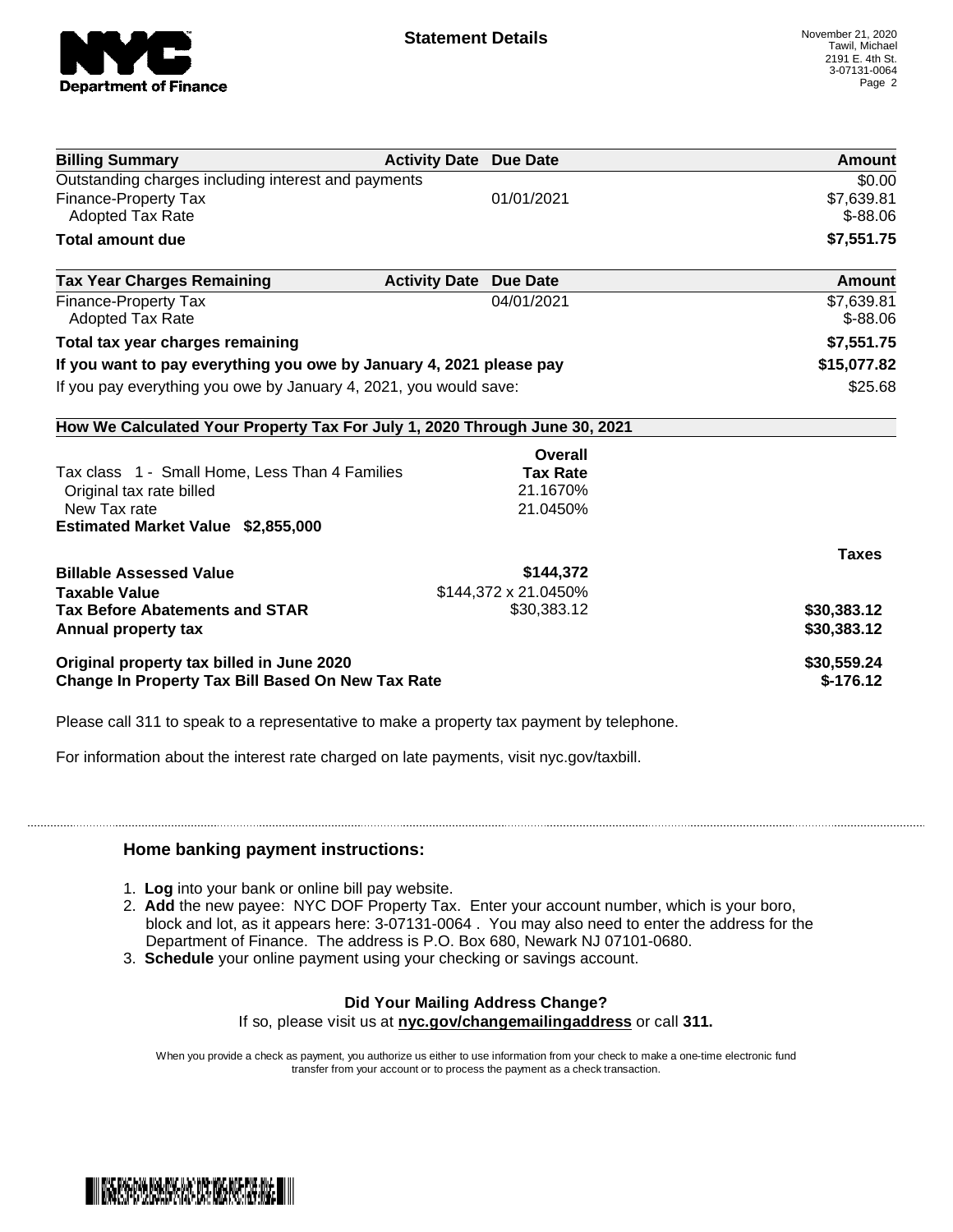## Statement Details

November 21, 2020
Tawil, Michael
2191 E. 4th St.
3-07131-0064

| Billing Summary | Activity Date | Due Date | Amount |
|---|---|---|---|
| Outstanding charges including interest and payments | | | $0.00 |
| Finance-Property Tax | | 01/01/2021 | $7,639.81 |
| Adopted Tax Rate | | | $-88.06 |
| **Total amount due** | | | **$7,551.75** |

| Tax Year Charges Remaining | Activity Date | Due Date | Amount |
|---|---|---|---|
| Finance-Property Tax | | 04/01/2021 | $7,639.81 |
| Adopted Tax Rate | | | $-88.06 |
| **Total tax year charges remaining** | | | **$7,551.75** |
| **If you want to pay everything you owe by January 4, 2021 please pay** | | | **$15,077.82** |
| If you pay everything you owe by January 4, 2021, you would save: | | | $25.68 |

### How We Calculated Your Property Tax For July 1, 2020 Through June 30, 2021

| | Overall Tax Rate | |
|---|---|---|
| Tax class 1 - Small Home, Less Than 4 Families | | |
| Original tax rate billed | 21.1670% | |
| New Tax rate | 21.0450% | |
| **Estimated Market Value $2,855,000** | | |
| | | **Taxes** |
| **Billable Assessed Value** | **$144,372** | |
| **Taxable Value** | $144,372 x 21.0450% | |
| **Tax Before Abatements and STAR** | $30,383.12 | **$30,383.12** |
| **Annual property tax** | | **$30,383.12** |
| **Original property tax billed in June 2020** | | **$30,559.24** |
| **Change In Property Tax Bill Based On New Tax Rate** | | **$-176.12** |

Please call 311 to speak to a representative to make a property tax payment by telephone.

For information about the interest rate charged on late payments, visit nyc.gov/taxbill.

### Home banking payment instructions:

1. **Log** into your bank or online bill pay website.
2. **Add** the new payee: NYC DOF Property Tax. Enter your account number, which is your boro, block and lot, as it appears here: 3-07131-0064 . You may also need to enter the address for the Department of Finance. The address is P.O. Box 680, Newark NJ 07101-0680.
3. **Schedule** your online payment using your checking or savings account.

**Did Your Mailing Address Change?**
If so, please visit us at **nyc.gov/changemailingaddress** or call **311.**

When you provide a check as payment, you authorize us either to use information from your check to make a one-time electronic fund transfer from your account or to process the payment as a check transaction.